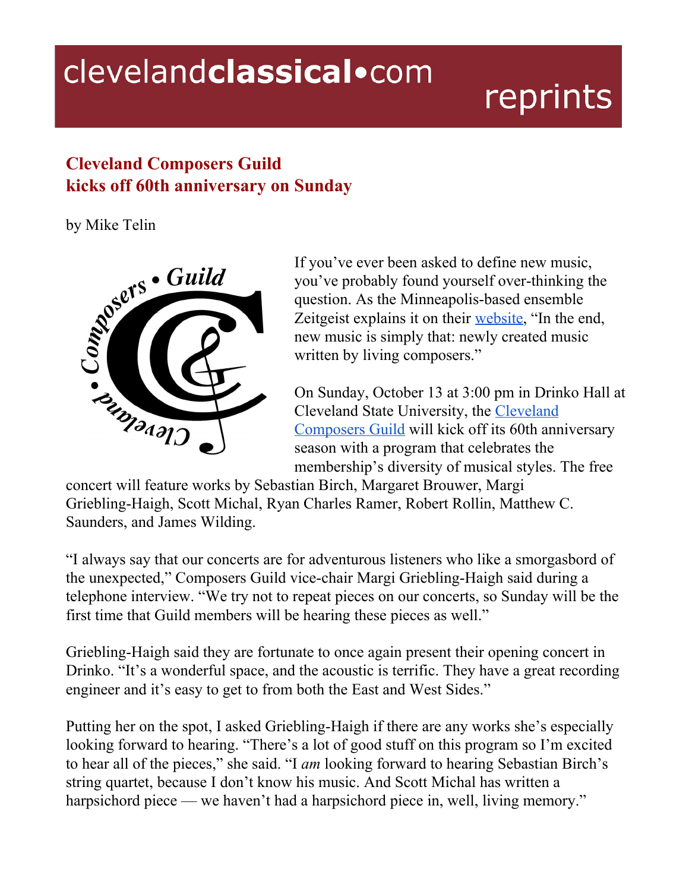# Cleveland Composers Guild kicks off 60th anniversary on Sunday

by Mike Telin

If you've ever been asked to define new music, you've probably found yourself over-thinking the question. As the Minneapolis-based ensemble Zeitgeist explains it on their website, "In the end, new music is simply that: newly created music written by living composers."

On Sunday, October 13 at 3:00 pm in Drinko Hall at Cleveland State University, the Cleveland Composers Guild will kick off its 60th anniversary season with a program that celebrates the membership's diversity of musical styles. The free concert will feature works by Sebastian Birch, Margaret Brouwer, Margi Griebling-Haigh, Scott Michal, Ryan Charles Ramer, Robert Rollin, Matthew C. Saunders, and James Wilding.

"I always say that our concerts are for adventurous listeners who like a smorgasbord of the unexpected," Composers Guild vice-chair Margi Griebling-Haigh said during a telephone interview. "We try not to repeat pieces on our concerts, so Sunday will be the first time that Guild members will be hearing these pieces as well."

Griebling-Haigh said they are fortunate to once again present their opening concert in Drinko. "It's a wonderful space, and the acoustic is terrific. They have a great recording engineer and it's easy to get to from both the East and West Sides."

Putting her on the spot, I asked Griebling-Haigh if there are any works she's especially looking forward to hearing. "There's a lot of good stuff on this program so I'm excited to hear all of the pieces," she said. "I *am* looking forward to hearing Sebastian Birch's string quartet, because I don't know his music. And Scott Michal has written a harpsichord piece — we haven't had a harpsichord piece in, well, living memory."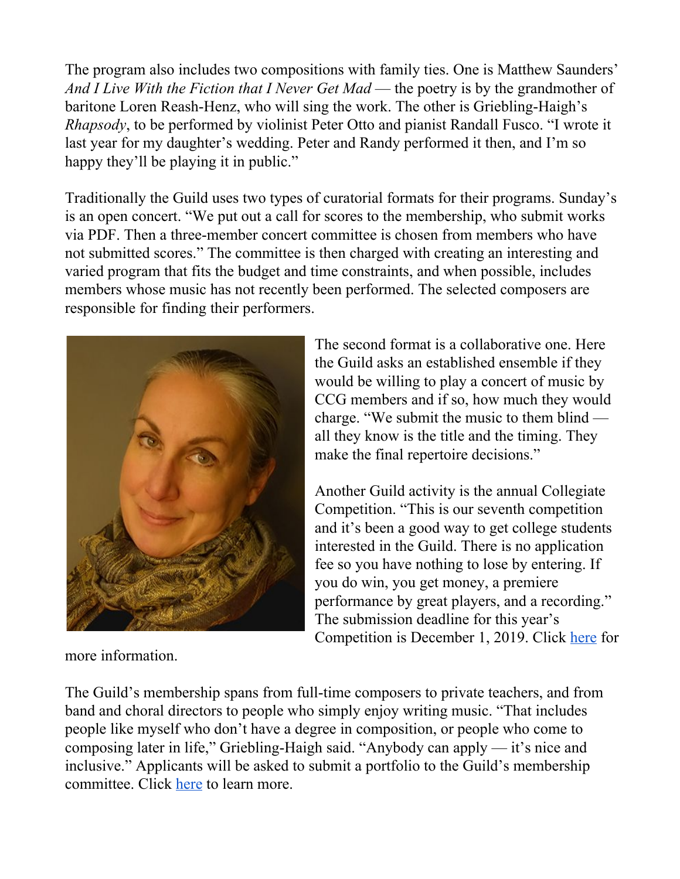The program also includes two compositions with family ties. One is Matthew Saunders' *And I Live With the Fiction that I Never Get Mad* — the poetry is by the grandmother of baritone Loren Reash-Henz, who will sing the work. The other is Griebling-Haigh's *Rhapsody*, to be performed by violinist Peter Otto and pianist Randall Fusco. "I wrote it last year for my daughter's wedding. Peter and Randy performed it then, and I'm so happy they'll be playing it in public."

Traditionally the Guild uses two types of curatorial formats for their programs. Sunday's is an open concert. "We put out a call for scores to the membership, who submit works via PDF. Then a three-member concert committee is chosen from members who have not submitted scores." The committee is then charged with creating an interesting and varied program that fits the budget and time constraints, and when possible, includes members whose music has not recently been performed. The selected composers are responsible for finding their performers.

The second format is a collaborative one. Here the Guild asks an established ensemble if they would be willing to play a concert of music by CCG members and if so, how much they would charge. "We submit the music to them blind — all they know is the title and the timing. They make the final repertoire decisions."

Another Guild activity is the annual Collegiate Competition. "This is our seventh competition and it's been a good way to get college students interested in the Guild. There is no application fee so you have nothing to lose by entering. If you do win, you get money, a premiere performance by great players, and a recording." The submission deadline for this year's Competition is December 1, 2019. Click here for more information.

The Guild's membership spans from full-time composers to private teachers, and from band and choral directors to people who simply enjoy writing music. "That includes people like myself who don't have a degree in composition, or people who come to composing later in life," Griebling-Haigh said. "Anybody can apply — it's nice and inclusive." Applicants will be asked to submit a portfolio to the Guild's membership committee. Click here to learn more.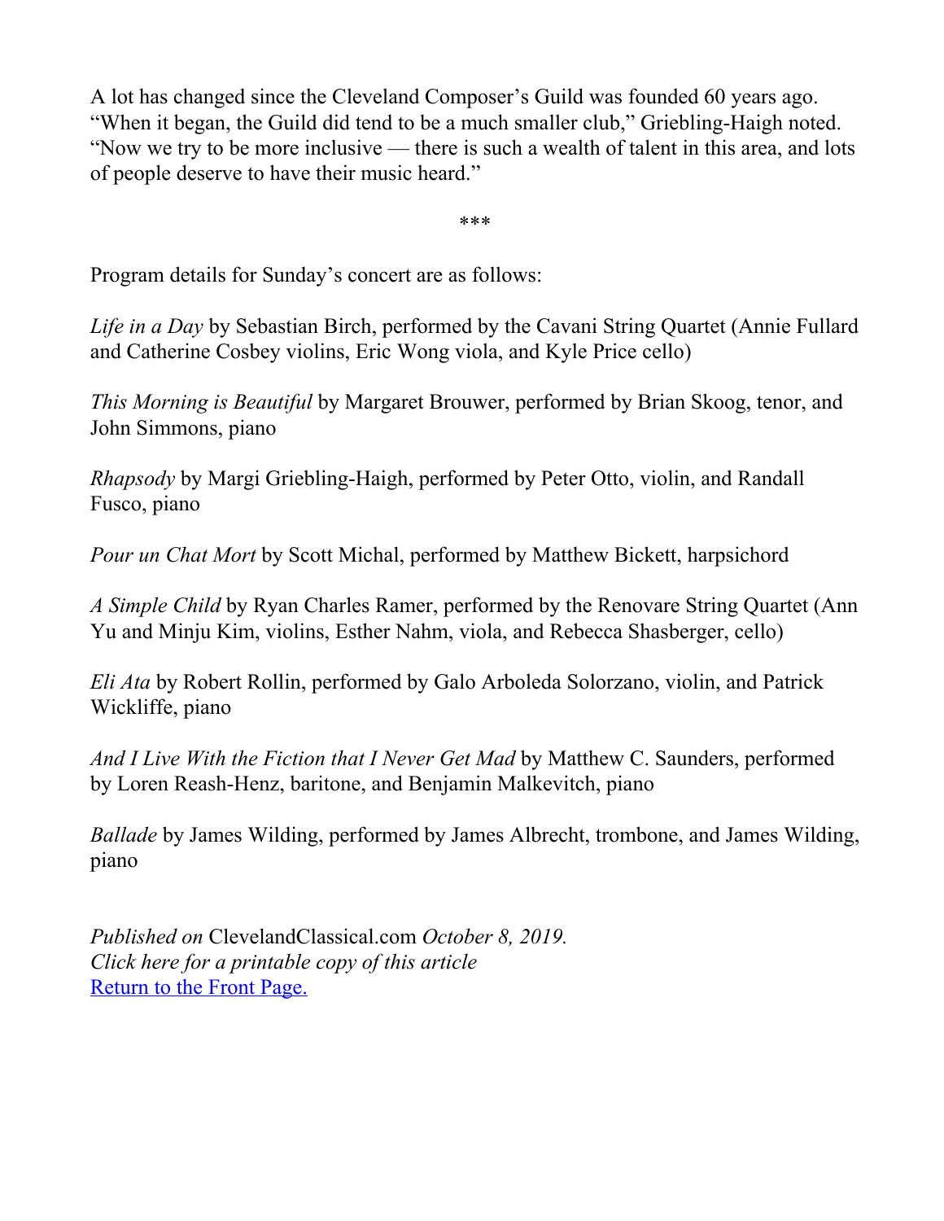A lot has changed since the Cleveland Composer's Guild was founded 60 years ago. "When it began, the Guild did tend to be a much smaller club," Griebling-Haigh noted. "Now we try to be more inclusive — there is such a wealth of talent in this area, and lots of people deserve to have their music heard."

***

Program details for Sunday's concert are as follows:

*Life in a Day* by Sebastian Birch, performed by the Cavani String Quartet (Annie Fullard and Catherine Cosbey violins, Eric Wong viola, and Kyle Price cello)

*This Morning is Beautiful* by Margaret Brouwer, performed by Brian Skoog, tenor, and John Simmons, piano

*Rhapsody* by Margi Griebling-Haigh, performed by Peter Otto, violin, and Randall Fusco, piano

*Pour un Chat Mort* by Scott Michal, performed by Matthew Bickett, harpsichord

*A Simple Child* by Ryan Charles Ramer, performed by the Renovare String Quartet (Ann Yu and Minju Kim, violins, Esther Nahm, viola, and Rebecca Shasberger, cello)

*Eli Ata* by Robert Rollin, performed by Galo Arboleda Solorzano, violin, and Patrick Wickliffe, piano

*And I Live With the Fiction that I Never Get Mad* by Matthew C. Saunders, performed by Loren Reash-Henz, baritone, and Benjamin Malkevitch, piano

*Ballade* by James Wilding, performed by James Albrecht, trombone, and James Wilding, piano

*Published on* ClevelandClassical.com *October 8, 2019.*
*Click here for a printable copy of this article*
[Return to the Front Page.]